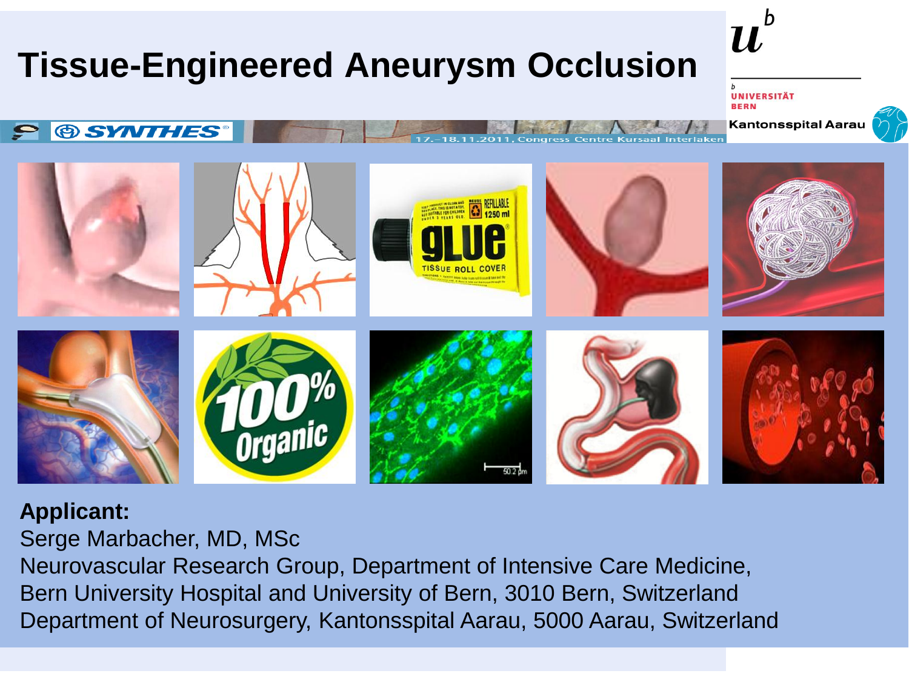# Tissue-Engineered Aneurysm Occlusion

**Applicant:**

Serge Marbacher, MD, MSc
Neurovascular Research Group, Department of Intensive Care Medicine, Bern University Hospital and University of Bern, 3010 Bern, Switzerland
Department of Neurosurgery, Kantonsspital Aarau, 5000 Aarau, Switzerland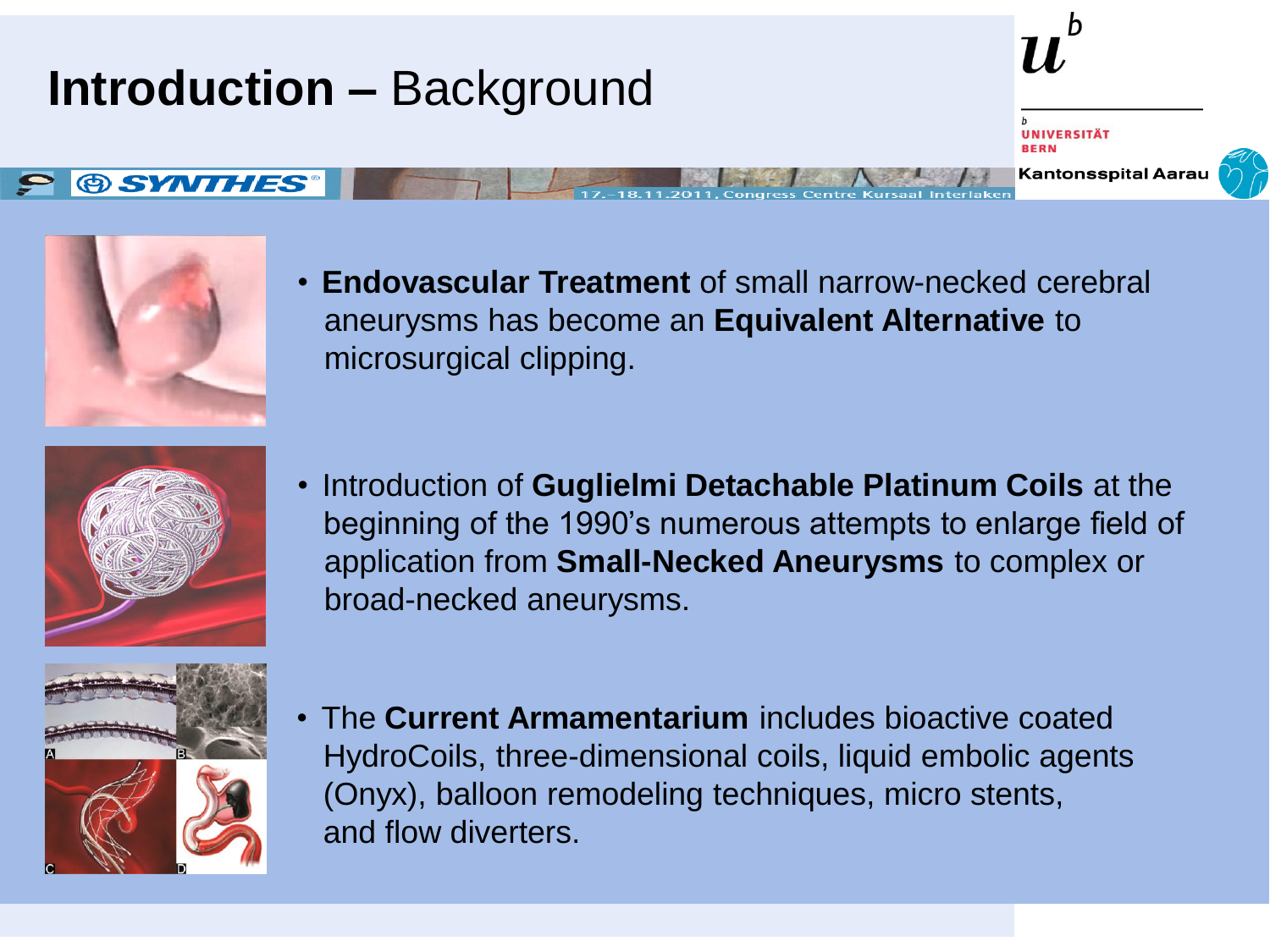# **Introduction –** Background

- **Endovascular Treatment** of small narrow-necked cerebral aneurysms has become an **Equivalent Alternative** to microsurgical clipping.
- Introduction of **Guglielmi Detachable Platinum Coils** at the beginning of the 1990's numerous attempts to enlarge field of application from **Small-Necked Aneurysms** to complex or broad-necked aneurysms.
- The **Current Armamentarium** includes bioactive coated HydroCoils, three-dimensional coils, liquid embolic agents (Onyx), balloon remodeling techniques, micro stents, and flow diverters.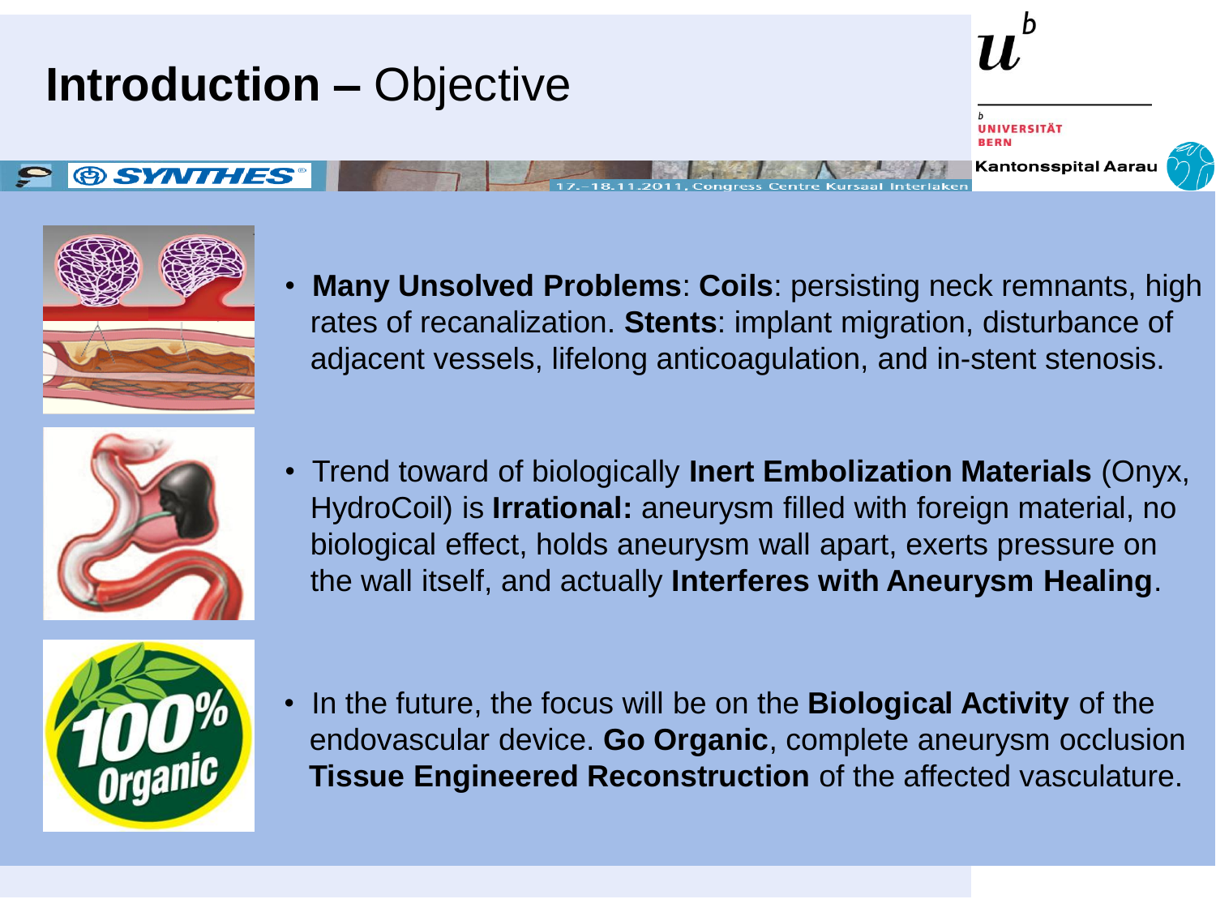# **Introduction –** Objective

- **Many Unsolved Problems**: **Coils**: persisting neck remnants, high rates of recanalization. **Stents**: implant migration, disturbance of adjacent vessels, lifelong anticoagulation, and in-stent stenosis.

- Trend toward of biologically **Inert Embolization Materials** (Onyx, HydroCoil) is **Irrational:** aneurysm filled with foreign material, no biological effect, holds aneurysm wall apart, exerts pressure on the wall itself, and actually **Interferes with Aneurysm Healing**.

- In the future, the focus will be on the **Biological Activity** of the endovascular device. **Go Organic**, complete aneurysm occlusion **Tissue Engineered Reconstruction** of the affected vasculature.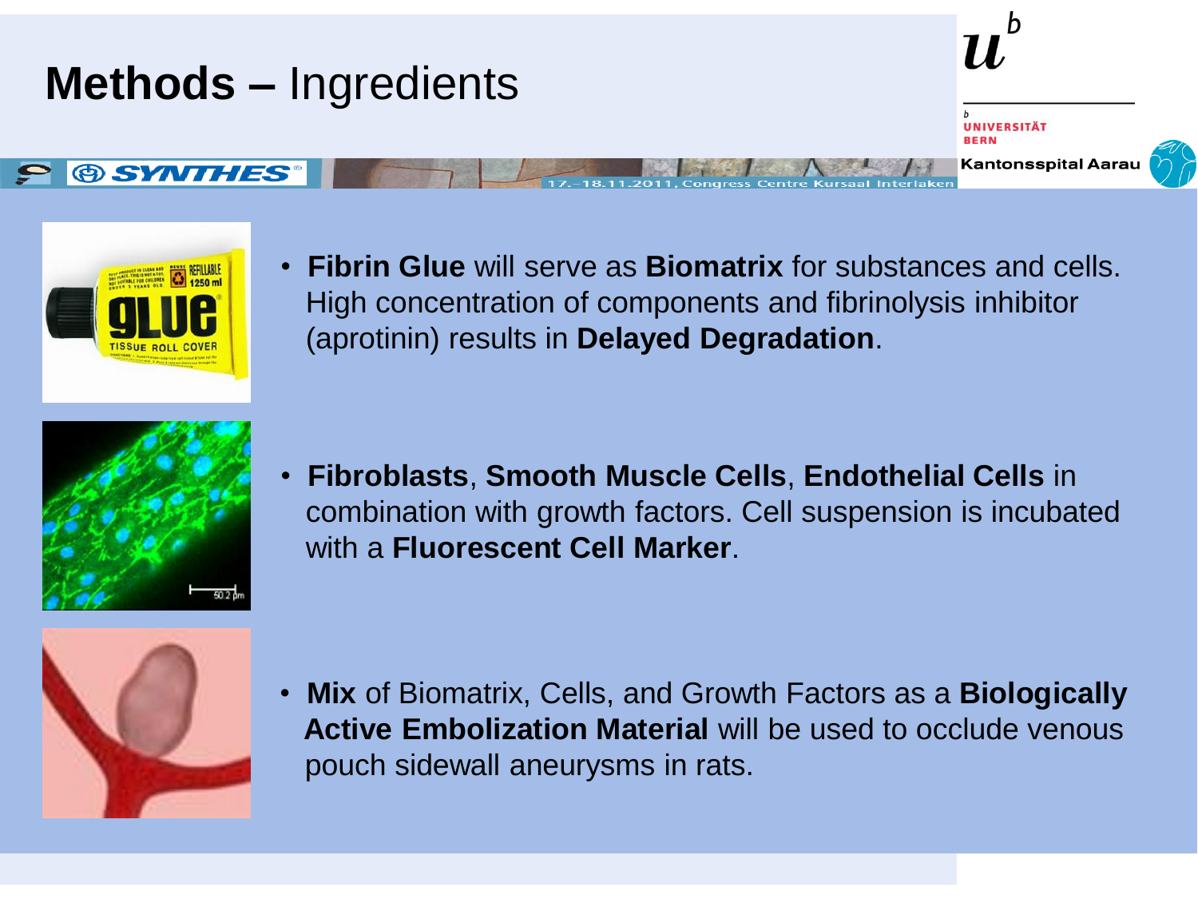# Methods – Ingredients

- **Fibrin Glue** will serve as **Biomatrix** for substances and cells. High concentration of components and fibrinolysis inhibitor (aprotinin) results in **Delayed Degradation**.

- **Fibroblasts**, **Smooth Muscle Cells**, **Endothelial Cells** in combination with growth factors. Cell suspension is incubated with a **Fluorescent Cell Marker**.

- **Mix** of Biomatrix, Cells, and Growth Factors as a **Biologically Active Embolization Material** will be used to occlude venous pouch sidewall aneurysms in rats.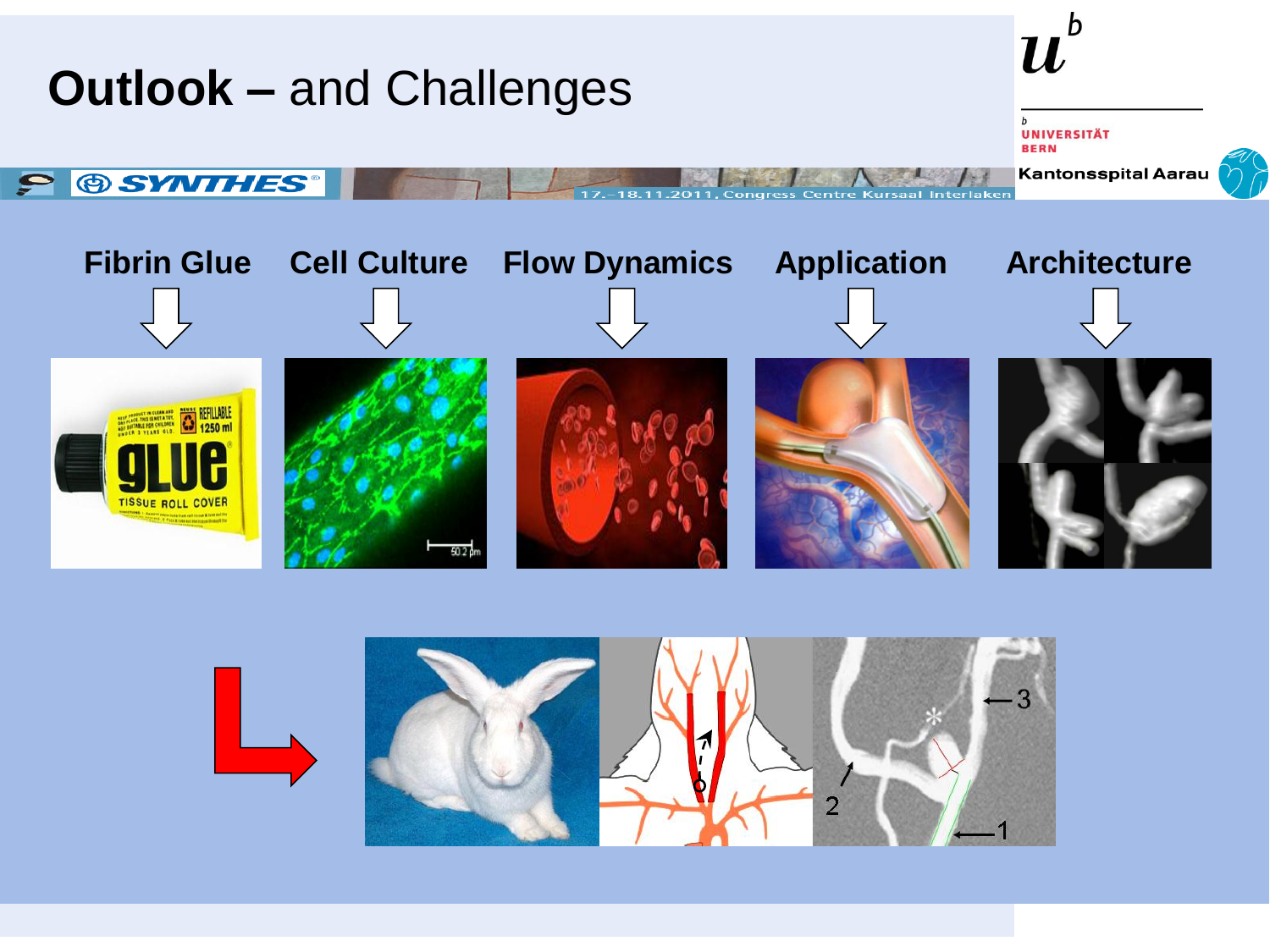# Outlook – and Challenges

Fibrin Glue

Cell Culture

Flow Dynamics

Application

Architecture